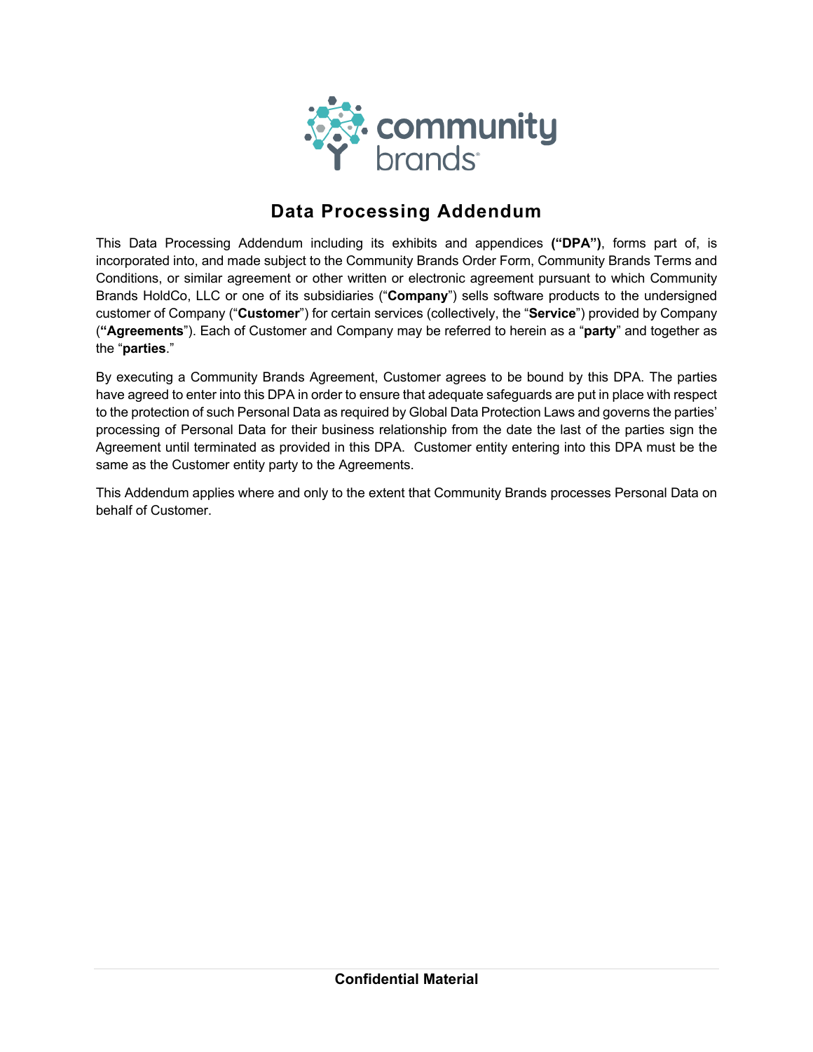# Data Processing Addendum

This Data Processing Addendum including its exhibits and appendices **("DPA")**, forms part of, is incorporated into, and made subject to the Community Brands Order Form, Community Brands Terms and Conditions, or similar agreement or other written or electronic agreement pursuant to which Community Brands HoldCo, LLC or one of its subsidiaries ("**Company**") sells software products to the undersigned customer of Company ("**Customer**") for certain services (collectively, the "**Service**") provided by Company (**"Agreements**"). Each of Customer and Company may be referred to herein as a "**party**" and together as the "**parties**."

By executing a Community Brands Agreement, Customer agrees to be bound by this DPA. The parties have agreed to enter into this DPA in order to ensure that adequate safeguards are put in place with respect to the protection of such Personal Data as required by Global Data Protection Laws and governs the parties' processing of Personal Data for their business relationship from the date the last of the parties sign the Agreement until terminated as provided in this DPA. Customer entity entering into this DPA must be the same as the Customer entity party to the Agreements.

This Addendum applies where and only to the extent that Community Brands processes Personal Data on behalf of Customer.

**Confidential Material**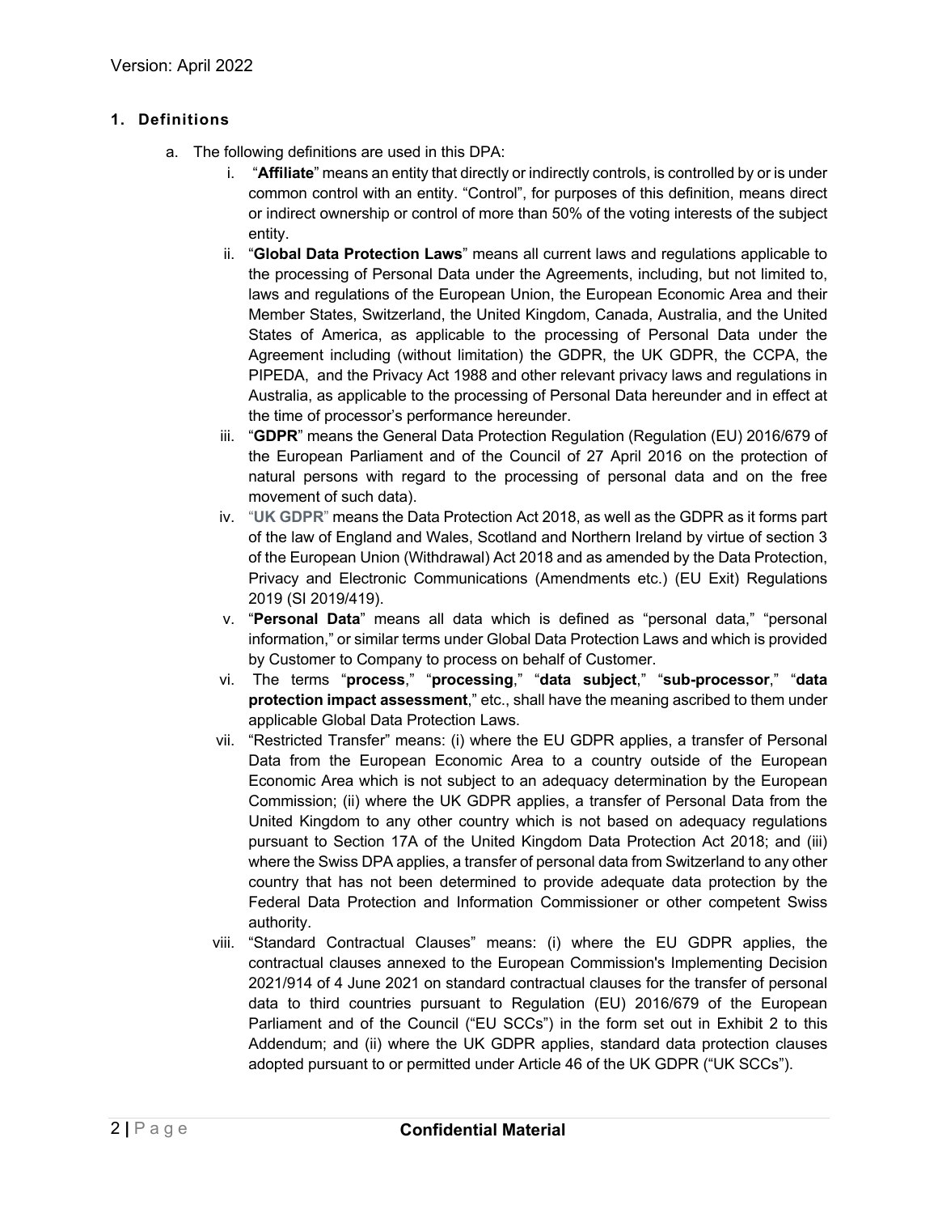Version: April 2022

## 1. Definitions

a. The following definitions are used in this DPA:

   i. "**Affiliate**" means an entity that directly or indirectly controls, is controlled by or is under common control with an entity. "Control", for purposes of this definition, means direct or indirect ownership or control of more than 50% of the voting interests of the subject entity.

   ii. "**Global Data Protection Laws**" means all current laws and regulations applicable to the processing of Personal Data under the Agreements, including, but not limited to, laws and regulations of the European Union, the European Economic Area and their Member States, Switzerland, the United Kingdom, Canada, Australia, and the United States of America, as applicable to the processing of Personal Data under the Agreement including (without limitation) the GDPR, the UK GDPR, the CCPA, the PIPEDA, and the Privacy Act 1988 and other relevant privacy laws and regulations in Australia, as applicable to the processing of Personal Data hereunder and in effect at the time of processor's performance hereunder.

   iii. "**GDPR**" means the General Data Protection Regulation (Regulation (EU) 2016/679 of the European Parliament and of the Council of 27 April 2016 on the protection of natural persons with regard to the processing of personal data and on the free movement of such data).

   iv. "**UK GDPR**" means the Data Protection Act 2018, as well as the GDPR as it forms part of the law of England and Wales, Scotland and Northern Ireland by virtue of section 3 of the European Union (Withdrawal) Act 2018 and as amended by the Data Protection, Privacy and Electronic Communications (Amendments etc.) (EU Exit) Regulations 2019 (SI 2019/419).

   v. "**Personal Data**" means all data which is defined as "personal data," "personal information," or similar terms under Global Data Protection Laws and which is provided by Customer to Company to process on behalf of Customer.

   vi. The terms "**process**," "**processing**," "**data subject**," "**sub-processor**," "**data protection impact assessment**," etc., shall have the meaning ascribed to them under applicable Global Data Protection Laws.

   vii. "Restricted Transfer" means: (i) where the EU GDPR applies, a transfer of Personal Data from the European Economic Area to a country outside of the European Economic Area which is not subject to an adequacy determination by the European Commission; (ii) where the UK GDPR applies, a transfer of Personal Data from the United Kingdom to any other country which is not based on adequacy regulations pursuant to Section 17A of the United Kingdom Data Protection Act 2018; and (iii) where the Swiss DPA applies, a transfer of personal data from Switzerland to any other country that has not been determined to provide adequate data protection by the Federal Data Protection and Information Commissioner or other competent Swiss authority.

   viii. "Standard Contractual Clauses" means: (i) where the EU GDPR applies, the contractual clauses annexed to the European Commission's Implementing Decision 2021/914 of 4 June 2021 on standard contractual clauses for the transfer of personal data to third countries pursuant to Regulation (EU) 2016/679 of the European Parliament and of the Council ("EU SCCs") in the form set out in Exhibit 2 to this Addendum; and (ii) where the UK GDPR applies, standard data protection clauses adopted pursuant to or permitted under Article 46 of the UK GDPR ("UK SCCs").

Confidential Material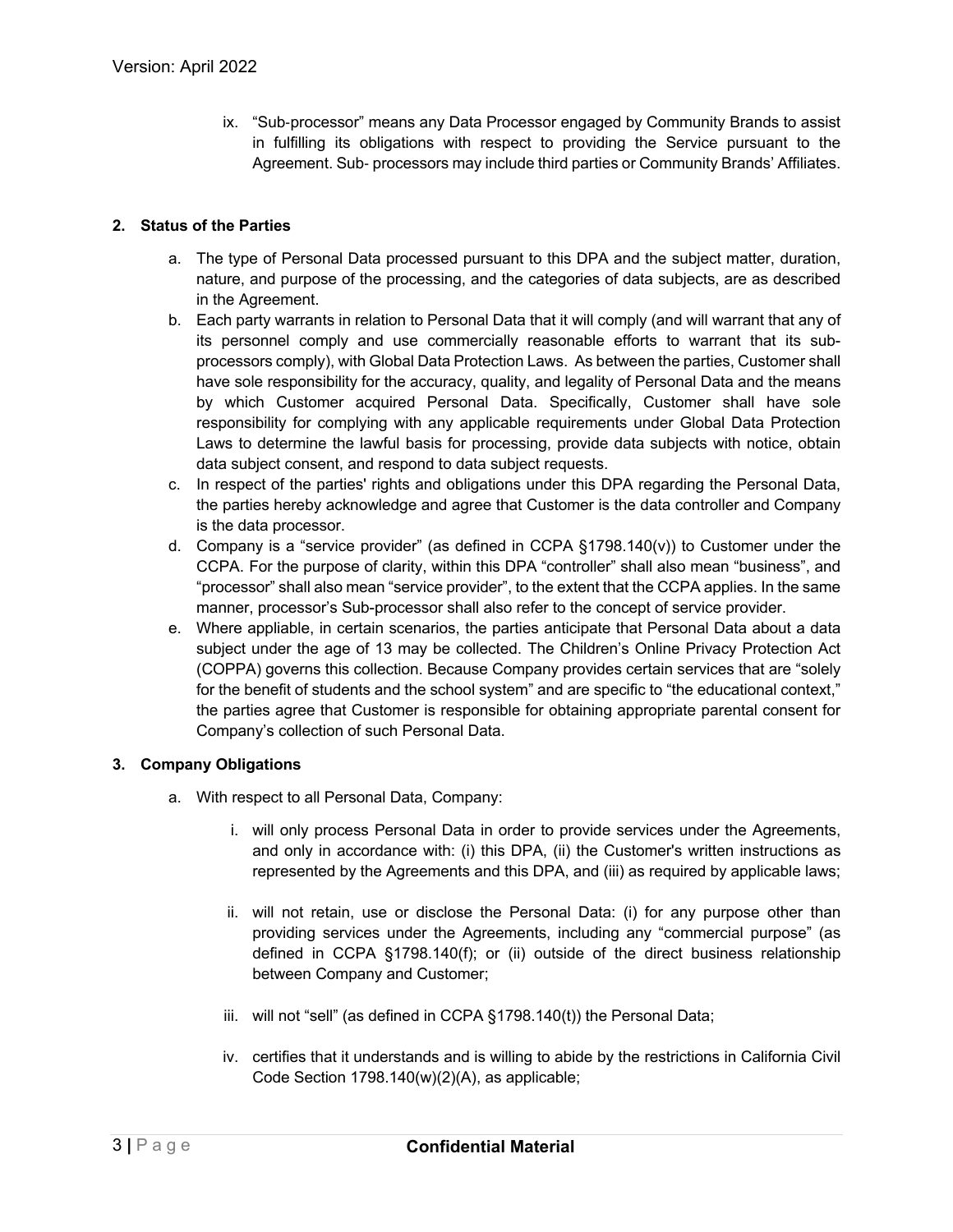ix. "Sub-processor" means any Data Processor engaged by Community Brands to assist in fulfilling its obligations with respect to providing the Service pursuant to the Agreement. Sub- processors may include third parties or Community Brands' Affiliates.

## 2. Status of the Parties

a. The type of Personal Data processed pursuant to this DPA and the subject matter, duration, nature, and purpose of the processing, and the categories of data subjects, are as described in the Agreement.

b. Each party warrants in relation to Personal Data that it will comply (and will warrant that any of its personnel comply and use commercially reasonable efforts to warrant that its sub-processors comply), with Global Data Protection Laws. As between the parties, Customer shall have sole responsibility for the accuracy, quality, and legality of Personal Data and the means by which Customer acquired Personal Data. Specifically, Customer shall have sole responsibility for complying with any applicable requirements under Global Data Protection Laws to determine the lawful basis for processing, provide data subjects with notice, obtain data subject consent, and respond to data subject requests.

c. In respect of the parties' rights and obligations under this DPA regarding the Personal Data, the parties hereby acknowledge and agree that Customer is the data controller and Company is the data processor.

d. Company is a "service provider" (as defined in CCPA §1798.140(v)) to Customer under the CCPA. For the purpose of clarity, within this DPA "controller" shall also mean "business", and "processor" shall also mean "service provider", to the extent that the CCPA applies. In the same manner, processor's Sub-processor shall also refer to the concept of service provider.

e. Where appliable, in certain scenarios, the parties anticipate that Personal Data about a data subject under the age of 13 may be collected. The Children's Online Privacy Protection Act (COPPA) governs this collection. Because Company provides certain services that are "solely for the benefit of students and the school system" and are specific to "the educational context," the parties agree that Customer is responsible for obtaining appropriate parental consent for Company's collection of such Personal Data.

## 3. Company Obligations

a. With respect to all Personal Data, Company:

i. will only process Personal Data in order to provide services under the Agreements, and only in accordance with: (i) this DPA, (ii) the Customer's written instructions as represented by the Agreements and this DPA, and (iii) as required by applicable laws;

ii. will not retain, use or disclose the Personal Data: (i) for any purpose other than providing services under the Agreements, including any "commercial purpose" (as defined in CCPA §1798.140(f); or (ii) outside of the direct business relationship between Company and Customer;

iii. will not "sell" (as defined in CCPA §1798.140(t)) the Personal Data;

iv. certifies that it understands and is willing to abide by the restrictions in California Civil Code Section 1798.140(w)(2)(A), as applicable;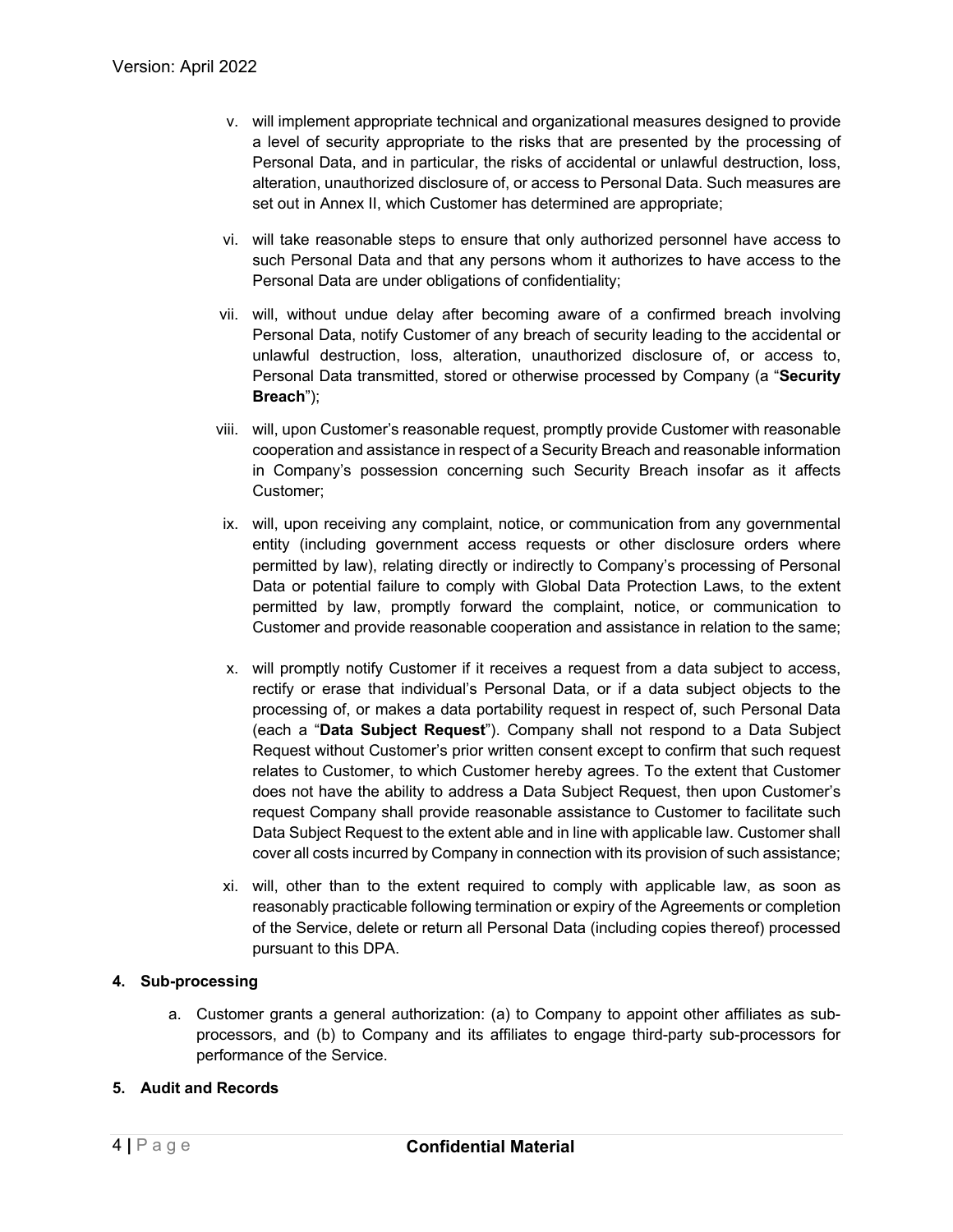v. will implement appropriate technical and organizational measures designed to provide a level of security appropriate to the risks that are presented by the processing of Personal Data, and in particular, the risks of accidental or unlawful destruction, loss, alteration, unauthorized disclosure of, or access to Personal Data. Such measures are set out in Annex II, which Customer has determined are appropriate;

vi. will take reasonable steps to ensure that only authorized personnel have access to such Personal Data and that any persons whom it authorizes to have access to the Personal Data are under obligations of confidentiality;

vii. will, without undue delay after becoming aware of a confirmed breach involving Personal Data, notify Customer of any breach of security leading to the accidental or unlawful destruction, loss, alteration, unauthorized disclosure of, or access to, Personal Data transmitted, stored or otherwise processed by Company (a "**Security Breach**");

viii. will, upon Customer's reasonable request, promptly provide Customer with reasonable cooperation and assistance in respect of a Security Breach and reasonable information in Company's possession concerning such Security Breach insofar as it affects Customer;

ix. will, upon receiving any complaint, notice, or communication from any governmental entity (including government access requests or other disclosure orders where permitted by law), relating directly or indirectly to Company's processing of Personal Data or potential failure to comply with Global Data Protection Laws, to the extent permitted by law, promptly forward the complaint, notice, or communication to Customer and provide reasonable cooperation and assistance in relation to the same;

x. will promptly notify Customer if it receives a request from a data subject to access, rectify or erase that individual's Personal Data, or if a data subject objects to the processing of, or makes a data portability request in respect of, such Personal Data (each a "**Data Subject Request**"). Company shall not respond to a Data Subject Request without Customer's prior written consent except to confirm that such request relates to Customer, to which Customer hereby agrees. To the extent that Customer does not have the ability to address a Data Subject Request, then upon Customer's request Company shall provide reasonable assistance to Customer to facilitate such Data Subject Request to the extent able and in line with applicable law. Customer shall cover all costs incurred by Company in connection with its provision of such assistance;

xi. will, other than to the extent required to comply with applicable law, as soon as reasonably practicable following termination or expiry of the Agreements or completion of the Service, delete or return all Personal Data (including copies thereof) processed pursuant to this DPA.

**4. Sub-processing**

a. Customer grants a general authorization: (a) to Company to appoint other affiliates as sub-processors, and (b) to Company and its affiliates to engage third-party sub-processors for performance of the Service.

**5. Audit and Records**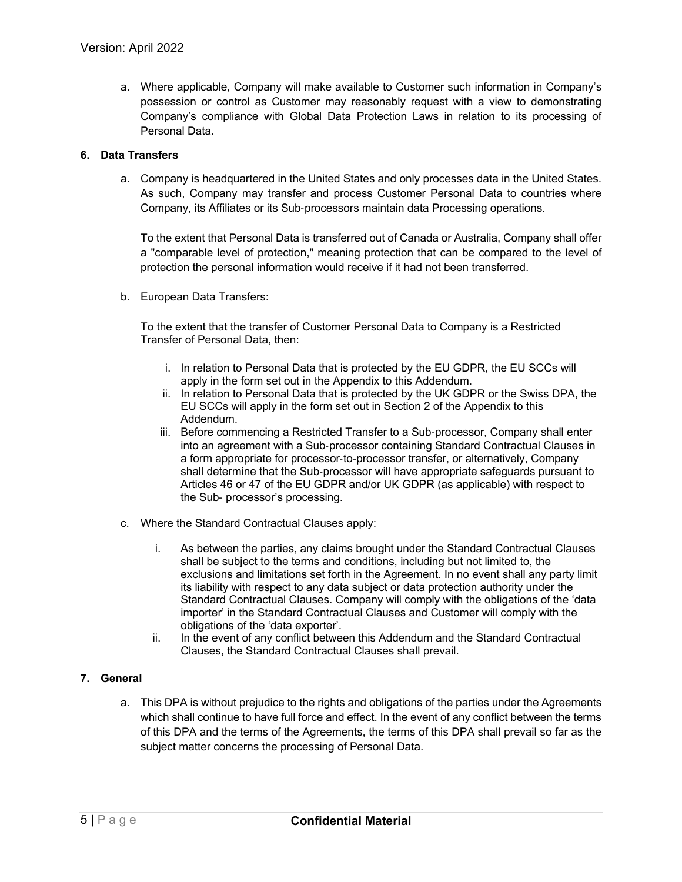a. Where applicable, Company will make available to Customer such information in Company's possession or control as Customer may reasonably request with a view to demonstrating Company's compliance with Global Data Protection Laws in relation to its processing of Personal Data.

**6. Data Transfers**

a. Company is headquartered in the United States and only processes data in the United States. As such, Company may transfer and process Customer Personal Data to countries where Company, its Affiliates or its Sub-processors maintain data Processing operations.

   To the extent that Personal Data is transferred out of Canada or Australia, Company shall offer a "comparable level of protection," meaning protection that can be compared to the level of protection the personal information would receive if it had not been transferred.

b. European Data Transfers:

   To the extent that the transfer of Customer Personal Data to Company is a Restricted Transfer of Personal Data, then:

   i. In relation to Personal Data that is protected by the EU GDPR, the EU SCCs will apply in the form set out in the Appendix to this Addendum.
   ii. In relation to Personal Data that is protected by the UK GDPR or the Swiss DPA, the EU SCCs will apply in the form set out in Section 2 of the Appendix to this Addendum.
   iii. Before commencing a Restricted Transfer to a Sub-processor, Company shall enter into an agreement with a Sub-processor containing Standard Contractual Clauses in a form appropriate for processor-to-processor transfer, or alternatively, Company shall determine that the Sub-processor will have appropriate safeguards pursuant to Articles 46 or 47 of the EU GDPR and/or UK GDPR (as applicable) with respect to the Sub- processor's processing.

c. Where the Standard Contractual Clauses apply:

   i. As between the parties, any claims brought under the Standard Contractual Clauses shall be subject to the terms and conditions, including but not limited to, the exclusions and limitations set forth in the Agreement. In no event shall any party limit its liability with respect to any data subject or data protection authority under the Standard Contractual Clauses. Company will comply with the obligations of the 'data importer' in the Standard Contractual Clauses and Customer will comply with the obligations of the 'data exporter'.
   ii. In the event of any conflict between this Addendum and the Standard Contractual Clauses, the Standard Contractual Clauses shall prevail.

**7. General**

a. This DPA is without prejudice to the rights and obligations of the parties under the Agreements which shall continue to have full force and effect. In the event of any conflict between the terms of this DPA and the terms of the Agreements, the terms of this DPA shall prevail so far as the subject matter concerns the processing of Personal Data.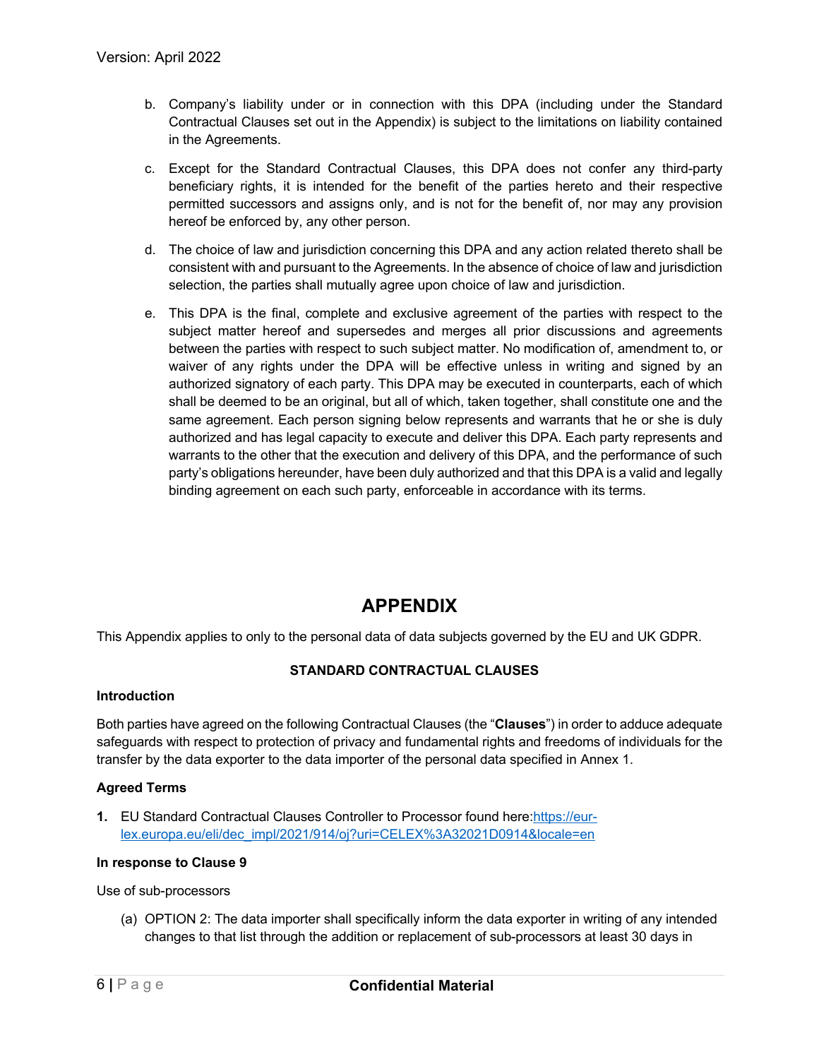b. Company's liability under or in connection with this DPA (including under the Standard Contractual Clauses set out in the Appendix) is subject to the limitations on liability contained in the Agreements.

c. Except for the Standard Contractual Clauses, this DPA does not confer any third-party beneficiary rights, it is intended for the benefit of the parties hereto and their respective permitted successors and assigns only, and is not for the benefit of, nor may any provision hereof be enforced by, any other person.

d. The choice of law and jurisdiction concerning this DPA and any action related thereto shall be consistent with and pursuant to the Agreements. In the absence of choice of law and jurisdiction selection, the parties shall mutually agree upon choice of law and jurisdiction.

e. This DPA is the final, complete and exclusive agreement of the parties with respect to the subject matter hereof and supersedes and merges all prior discussions and agreements between the parties with respect to such subject matter. No modification of, amendment to, or waiver of any rights under the DPA will be effective unless in writing and signed by an authorized signatory of each party. This DPA may be executed in counterparts, each of which shall be deemed to be an original, but all of which, taken together, shall constitute one and the same agreement. Each person signing below represents and warrants that he or she is duly authorized and has legal capacity to execute and deliver this DPA. Each party represents and warrants to the other that the execution and delivery of this DPA, and the performance of such party's obligations hereunder, have been duly authorized and that this DPA is a valid and legally binding agreement on each such party, enforceable in accordance with its terms.

# APPENDIX

This Appendix applies to only to the personal data of data subjects governed by the EU and UK GDPR.

**STANDARD CONTRACTUAL CLAUSES**

**Introduction**

Both parties have agreed on the following Contractual Clauses (the "**Clauses**") in order to adduce adequate safeguards with respect to protection of privacy and fundamental rights and freedoms of individuals for the transfer by the data exporter to the data importer of the personal data specified in Annex 1.

**Agreed Terms**

**1.** EU Standard Contractual Clauses Controller to Processor found here:[https://eur-lex.europa.eu/eli/dec_impl/2021/914/oj?uri=CELEX%3A32021D0914&locale=en](https://eur-lex.europa.eu/eli/dec_impl/2021/914/oj?uri=CELEX%3A32021D0914&locale=en)

**In response to Clause 9**

Use of sub-processors

(a) OPTION 2: The data importer shall specifically inform the data exporter in writing of any intended changes to that list through the addition or replacement of sub-processors at least 30 days in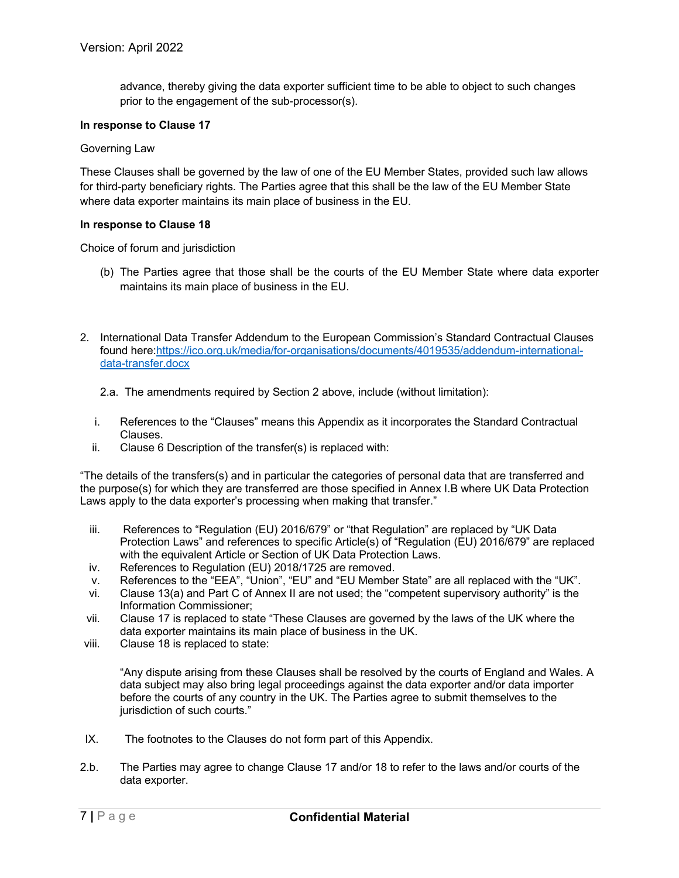advance, thereby giving the data exporter sufficient time to be able to object to such changes prior to the engagement of the sub-processor(s).

**In response to Clause 17**

Governing Law

These Clauses shall be governed by the law of one of the EU Member States, provided such law allows for third-party beneficiary rights. The Parties agree that this shall be the law of the EU Member State where data exporter maintains its main place of business in the EU.

**In response to Clause 18**

Choice of forum and jurisdiction

(b) The Parties agree that those shall be the courts of the EU Member State where data exporter maintains its main place of business in the EU.

2. International Data Transfer Addendum to the European Commission's Standard Contractual Clauses found here:[https://ico.org.uk/media/for-organisations/documents/4019535/addendum-international-data-transfer.docx](https://ico.org.uk/media/for-organisations/documents/4019535/addendum-international-data-transfer.docx)

2.a. The amendments required by Section 2 above, include (without limitation):

i. References to the "Clauses" means this Appendix as it incorporates the Standard Contractual Clauses.

ii. Clause 6 Description of the transfer(s) is replaced with:

"The details of the transfers(s) and in particular the categories of personal data that are transferred and the purpose(s) for which they are transferred are those specified in Annex I.B where UK Data Protection Laws apply to the data exporter's processing when making that transfer."

iii. References to "Regulation (EU) 2016/679" or "that Regulation" are replaced by "UK Data Protection Laws" and references to specific Article(s) of "Regulation (EU) 2016/679" are replaced with the equivalent Article or Section of UK Data Protection Laws.

iv. References to Regulation (EU) 2018/1725 are removed.

v. References to the "EEA", "Union", "EU" and "EU Member State" are all replaced with the "UK".

vi. Clause 13(a) and Part C of Annex II are not used; the "competent supervisory authority" is the Information Commissioner;

vii. Clause 17 is replaced to state "These Clauses are governed by the laws of the UK where the data exporter maintains its main place of business in the UK.

viii. Clause 18 is replaced to state:

"Any dispute arising from these Clauses shall be resolved by the courts of England and Wales. A data subject may also bring legal proceedings against the data exporter and/or data importer before the courts of any country in the UK. The Parties agree to submit themselves to the jurisdiction of such courts."

IX. The footnotes to the Clauses do not form part of this Appendix.

2.b. The Parties may agree to change Clause 17 and/or 18 to refer to the laws and/or courts of the data exporter.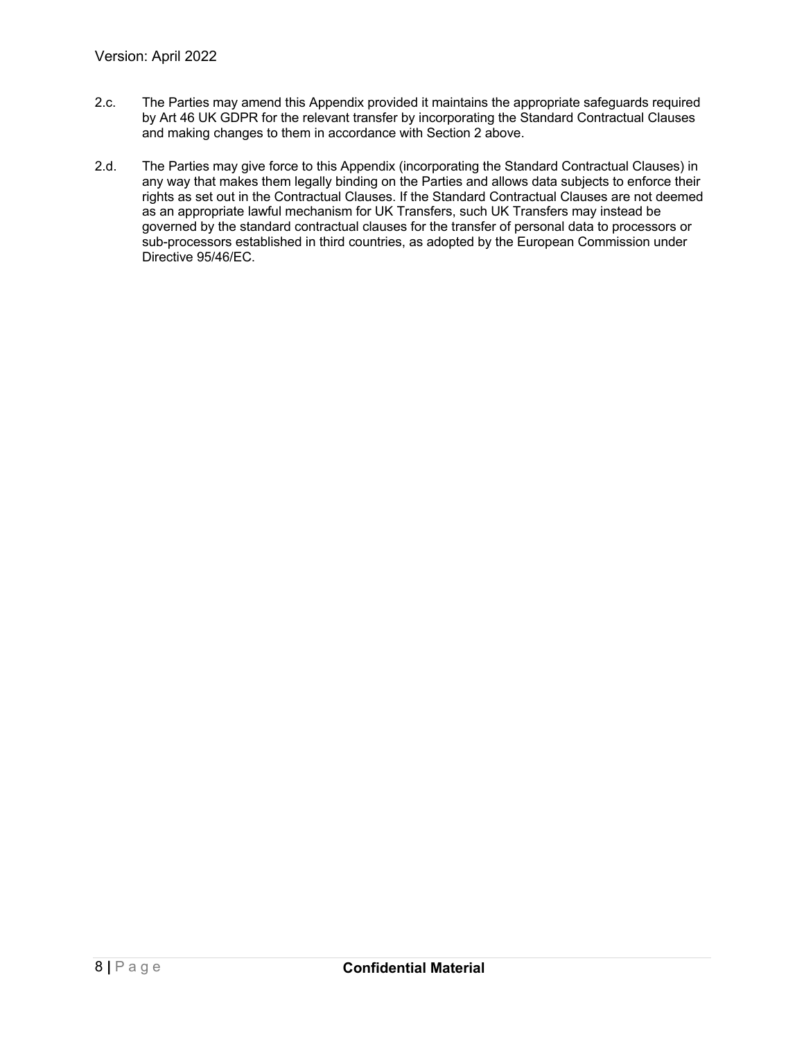2.c. The Parties may amend this Appendix provided it maintains the appropriate safeguards required by Art 46 UK GDPR for the relevant transfer by incorporating the Standard Contractual Clauses and making changes to them in accordance with Section 2 above.

2.d. The Parties may give force to this Appendix (incorporating the Standard Contractual Clauses) in any way that makes them legally binding on the Parties and allows data subjects to enforce their rights as set out in the Contractual Clauses. If the Standard Contractual Clauses are not deemed as an appropriate lawful mechanism for UK Transfers, such UK Transfers may instead be governed by the standard contractual clauses for the transfer of personal data to processors or sub-processors established in third countries, as adopted by the European Commission under Directive 95/46/EC.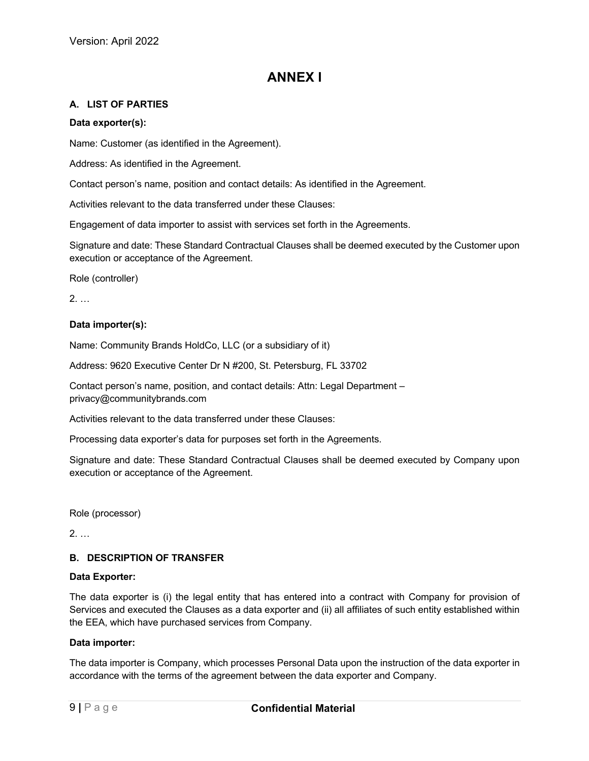# ANNEX I

## A. LIST OF PARTIES

**Data exporter(s):**

Name: Customer (as identified in the Agreement).

Address: As identified in the Agreement.

Contact person's name, position and contact details: As identified in the Agreement.

Activities relevant to the data transferred under these Clauses:

Engagement of data importer to assist with services set forth in the Agreements.

Signature and date: These Standard Contractual Clauses shall be deemed executed by the Customer upon execution or acceptance of the Agreement.

Role (controller)

2. …

**Data importer(s):**

Name: Community Brands HoldCo, LLC (or a subsidiary of it)

Address: 9620 Executive Center Dr N #200, St. Petersburg, FL 33702

Contact person's name, position, and contact details: Attn: Legal Department – privacy@communitybrands.com

Activities relevant to the data transferred under these Clauses:

Processing data exporter's data for purposes set forth in the Agreements.

Signature and date: These Standard Contractual Clauses shall be deemed executed by Company upon execution or acceptance of the Agreement.

Role (processor)

2. …

## B. DESCRIPTION OF TRANSFER

**Data Exporter:**

The data exporter is (i) the legal entity that has entered into a contract with Company for provision of Services and executed the Clauses as a data exporter and (ii) all affiliates of such entity established within the EEA, which have purchased services from Company.

**Data importer:**

The data importer is Company, which processes Personal Data upon the instruction of the data exporter in accordance with the terms of the agreement between the data exporter and Company.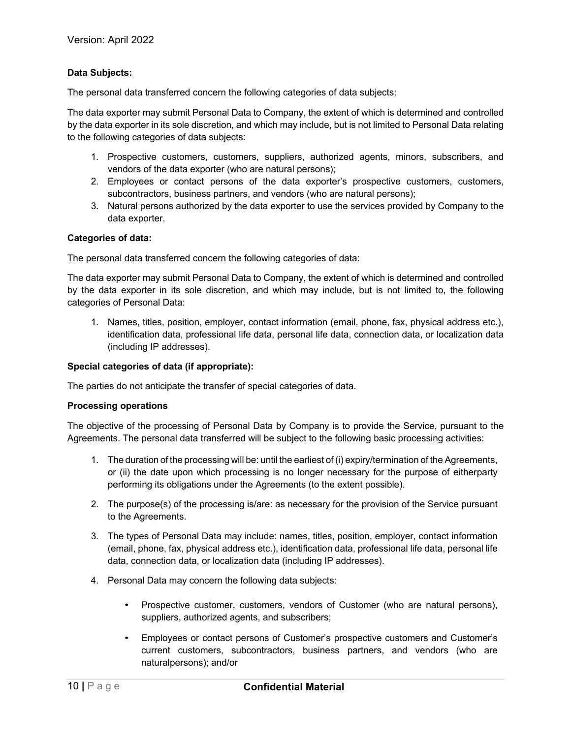**Data Subjects:**

The personal data transferred concern the following categories of data subjects:

The data exporter may submit Personal Data to Company, the extent of which is determined and controlled by the data exporter in its sole discretion, and which may include, but is not limited to Personal Data relating to the following categories of data subjects:

1. Prospective customers, customers, suppliers, authorized agents, minors, subscribers, and vendors of the data exporter (who are natural persons);
2. Employees or contact persons of the data exporter's prospective customers, customers, subcontractors, business partners, and vendors (who are natural persons);
3. Natural persons authorized by the data exporter to use the services provided by Company to the data exporter.

**Categories of data:**

The personal data transferred concern the following categories of data:

The data exporter may submit Personal Data to Company, the extent of which is determined and controlled by the data exporter in its sole discretion, and which may include, but is not limited to, the following categories of Personal Data:

1. Names, titles, position, employer, contact information (email, phone, fax, physical address etc.), identification data, professional life data, personal life data, connection data, or localization data (including IP addresses).

**Special categories of data (if appropriate):**

The parties do not anticipate the transfer of special categories of data.

**Processing operations**

The objective of the processing of Personal Data by Company is to provide the Service, pursuant to the Agreements. The personal data transferred will be subject to the following basic processing activities:

1. The duration of the processing will be: until the earliest of (i) expiry/termination of the Agreements, or (ii) the date upon which processing is no longer necessary for the purpose of eitherparty performing its obligations under the Agreements (to the extent possible).

2. The purpose(s) of the processing is/are: as necessary for the provision of the Service pursuant to the Agreements.

3. The types of Personal Data may include: names, titles, position, employer, contact information (email, phone, fax, physical address etc.), identification data, professional life data, personal life data, connection data, or localization data (including IP addresses).

4. Personal Data may concern the following data subjects:

    - Prospective customer, customers, vendors of Customer (who are natural persons), suppliers, authorized agents, and subscribers;

    - Employees or contact persons of Customer's prospective customers and Customer's current customers, subcontractors, business partners, and vendors (who are naturalpersons); and/or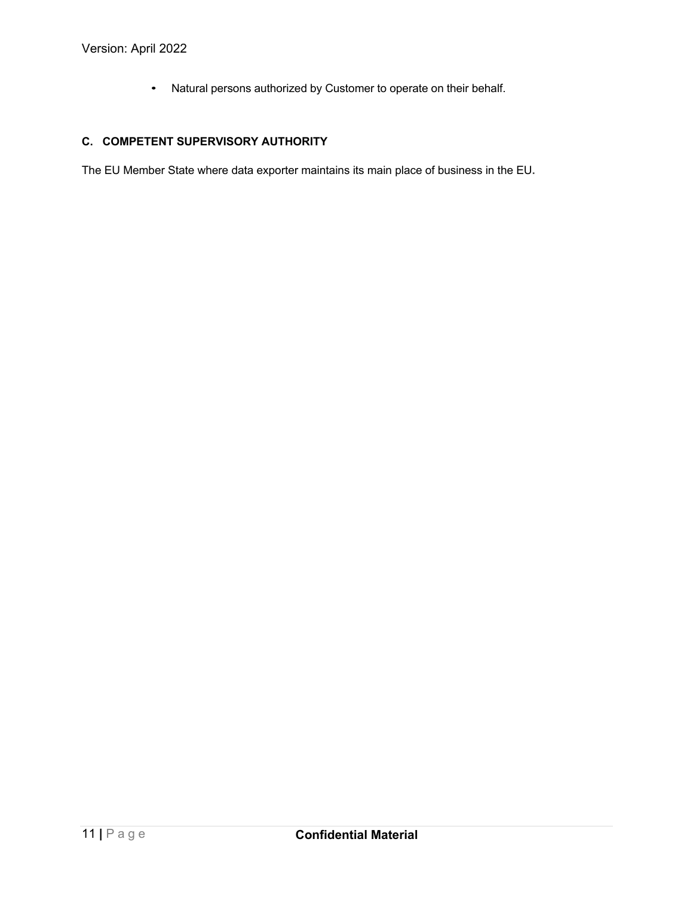- Natural persons authorized by Customer to operate on their behalf.

## C. COMPETENT SUPERVISORY AUTHORITY

The EU Member State where data exporter maintains its main place of business in the EU.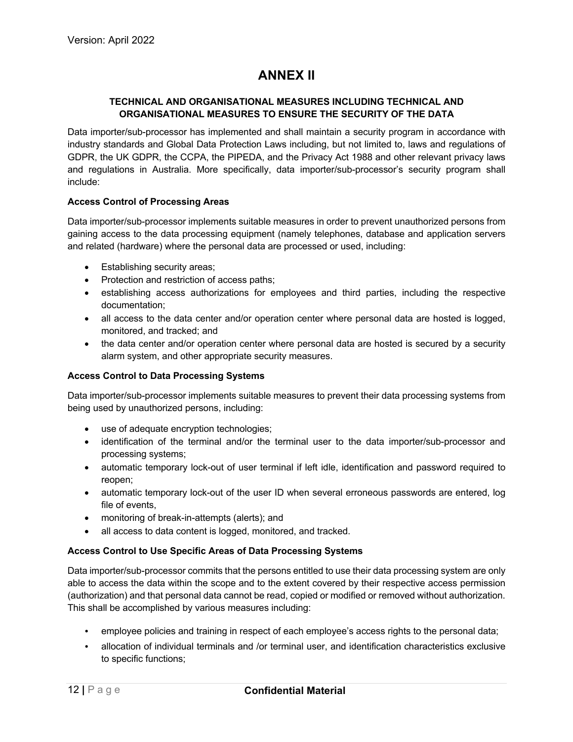# ANNEX II

### TECHNICAL AND ORGANISATIONAL MEASURES INCLUDING TECHNICAL AND ORGANISATIONAL MEASURES TO ENSURE THE SECURITY OF THE DATA

Data importer/sub-processor has implemented and shall maintain a security program in accordance with industry standards and Global Data Protection Laws including, but not limited to, laws and regulations of GDPR, the UK GDPR, the CCPA, the PIPEDA, and the Privacy Act 1988 and other relevant privacy laws and regulations in Australia. More specifically, data importer/sub-processor's security program shall include:

**Access Control of Processing Areas**

Data importer/sub-processor implements suitable measures in order to prevent unauthorized persons from gaining access to the data processing equipment (namely telephones, database and application servers and related (hardware) where the personal data are processed or used, including:

- Establishing security areas;
- Protection and restriction of access paths;
- establishing access authorizations for employees and third parties, including the respective documentation;
- all access to the data center and/or operation center where personal data are hosted is logged, monitored, and tracked; and
- the data center and/or operation center where personal data are hosted is secured by a security alarm system, and other appropriate security measures.

**Access Control to Data Processing Systems**

Data importer/sub-processor implements suitable measures to prevent their data processing systems from being used by unauthorized persons, including:

- use of adequate encryption technologies;
- identification of the terminal and/or the terminal user to the data importer/sub-processor and processing systems;
- automatic temporary lock-out of user terminal if left idle, identification and password required to reopen;
- automatic temporary lock-out of the user ID when several erroneous passwords are entered, log file of events,
- monitoring of break-in-attempts (alerts); and
- all access to data content is logged, monitored, and tracked.

**Access Control to Use Specific Areas of Data Processing Systems**

Data importer/sub-processor commits that the persons entitled to use their data processing system are only able to access the data within the scope and to the extent covered by their respective access permission (authorization) and that personal data cannot be read, copied or modified or removed without authorization. This shall be accomplished by various measures including:

- employee policies and training in respect of each employee's access rights to the personal data;
- allocation of individual terminals and /or terminal user, and identification characteristics exclusive to specific functions;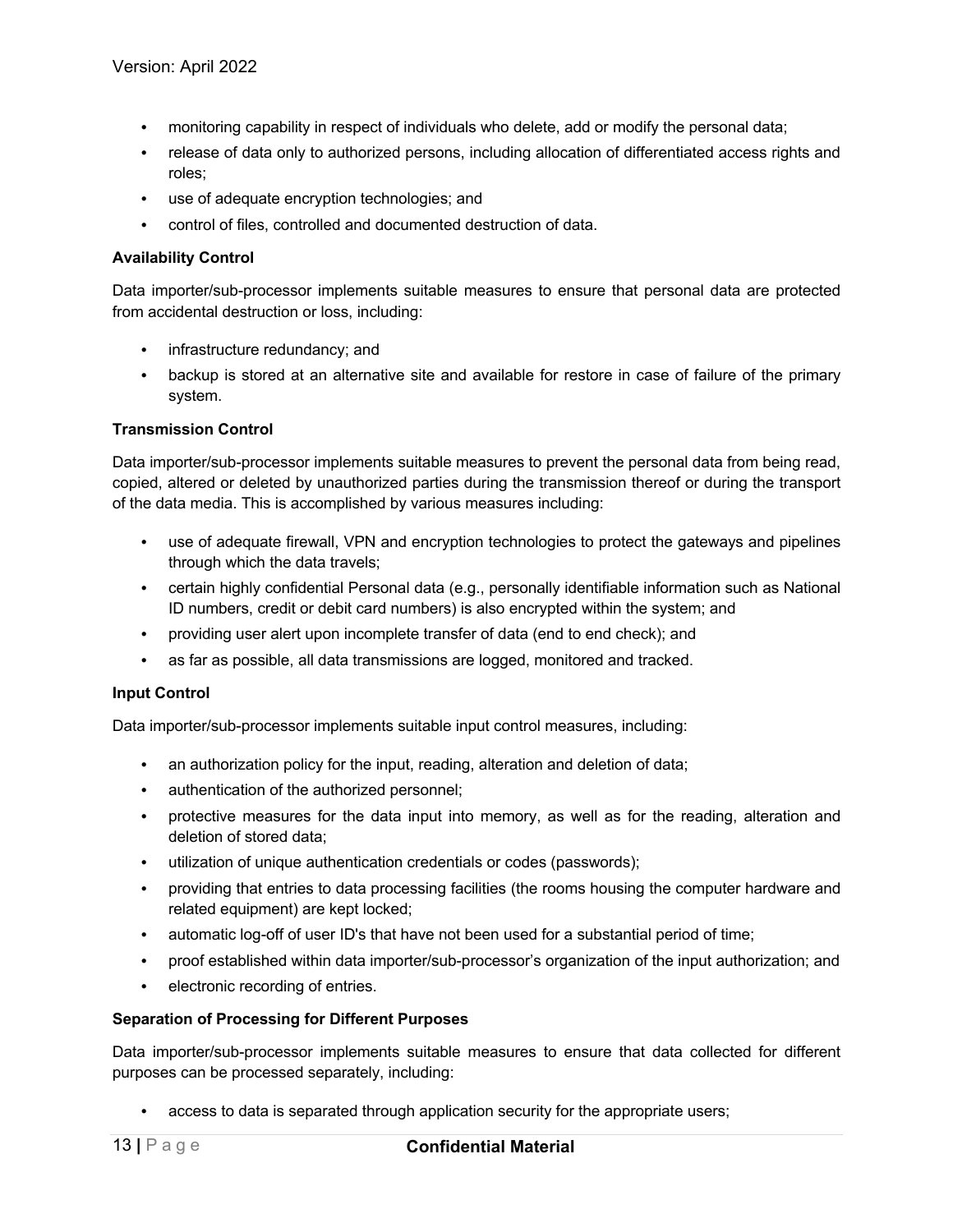- monitoring capability in respect of individuals who delete, add or modify the personal data;
- release of data only to authorized persons, including allocation of differentiated access rights and roles;
- use of adequate encryption technologies; and
- control of files, controlled and documented destruction of data.

**Availability Control**

Data importer/sub-processor implements suitable measures to ensure that personal data are protected from accidental destruction or loss, including:

- infrastructure redundancy; and
- backup is stored at an alternative site and available for restore in case of failure of the primary system.

**Transmission Control**

Data importer/sub-processor implements suitable measures to prevent the personal data from being read, copied, altered or deleted by unauthorized parties during the transmission thereof or during the transport of the data media. This is accomplished by various measures including:

- use of adequate firewall, VPN and encryption technologies to protect the gateways and pipelines through which the data travels;
- certain highly confidential Personal data (e.g., personally identifiable information such as National ID numbers, credit or debit card numbers) is also encrypted within the system; and
- providing user alert upon incomplete transfer of data (end to end check); and
- as far as possible, all data transmissions are logged, monitored and tracked.

**Input Control**

Data importer/sub-processor implements suitable input control measures, including:

- an authorization policy for the input, reading, alteration and deletion of data;
- authentication of the authorized personnel;
- protective measures for the data input into memory, as well as for the reading, alteration and deletion of stored data;
- utilization of unique authentication credentials or codes (passwords);
- providing that entries to data processing facilities (the rooms housing the computer hardware and related equipment) are kept locked;
- automatic log-off of user ID's that have not been used for a substantial period of time;
- proof established within data importer/sub-processor's organization of the input authorization; and
- electronic recording of entries.

**Separation of Processing for Different Purposes**

Data importer/sub-processor implements suitable measures to ensure that data collected for different purposes can be processed separately, including:

- access to data is separated through application security for the appropriate users;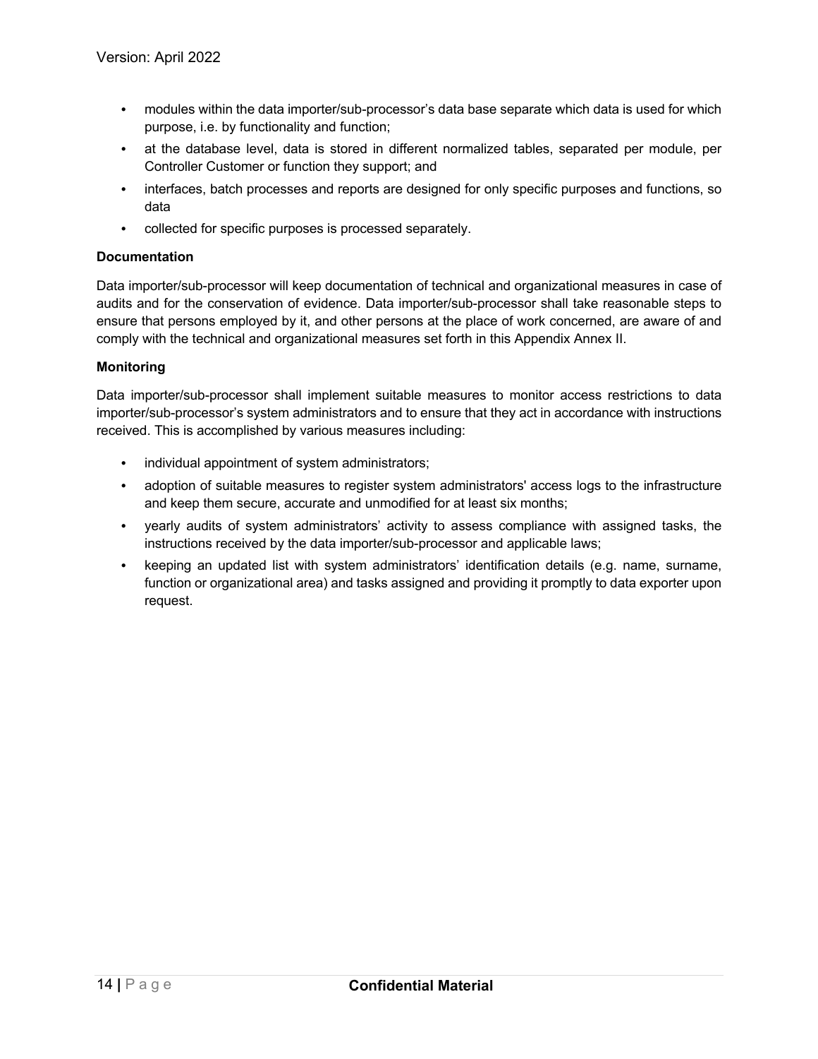- modules within the data importer/sub-processor's data base separate which data is used for which purpose, i.e. by functionality and function;
- at the database level, data is stored in different normalized tables, separated per module, per Controller Customer or function they support; and
- interfaces, batch processes and reports are designed for only specific purposes and functions, so data
- collected for specific purposes is processed separately.

**Documentation**

Data importer/sub-processor will keep documentation of technical and organizational measures in case of audits and for the conservation of evidence. Data importer/sub-processor shall take reasonable steps to ensure that persons employed by it, and other persons at the place of work concerned, are aware of and comply with the technical and organizational measures set forth in this Appendix Annex II.

**Monitoring**

Data importer/sub-processor shall implement suitable measures to monitor access restrictions to data importer/sub-processor's system administrators and to ensure that they act in accordance with instructions received. This is accomplished by various measures including:

- individual appointment of system administrators;
- adoption of suitable measures to register system administrators' access logs to the infrastructure and keep them secure, accurate and unmodified for at least six months;
- yearly audits of system administrators' activity to assess compliance with assigned tasks, the instructions received by the data importer/sub-processor and applicable laws;
- keeping an updated list with system administrators' identification details (e.g. name, surname, function or organizational area) and tasks assigned and providing it promptly to data exporter upon request.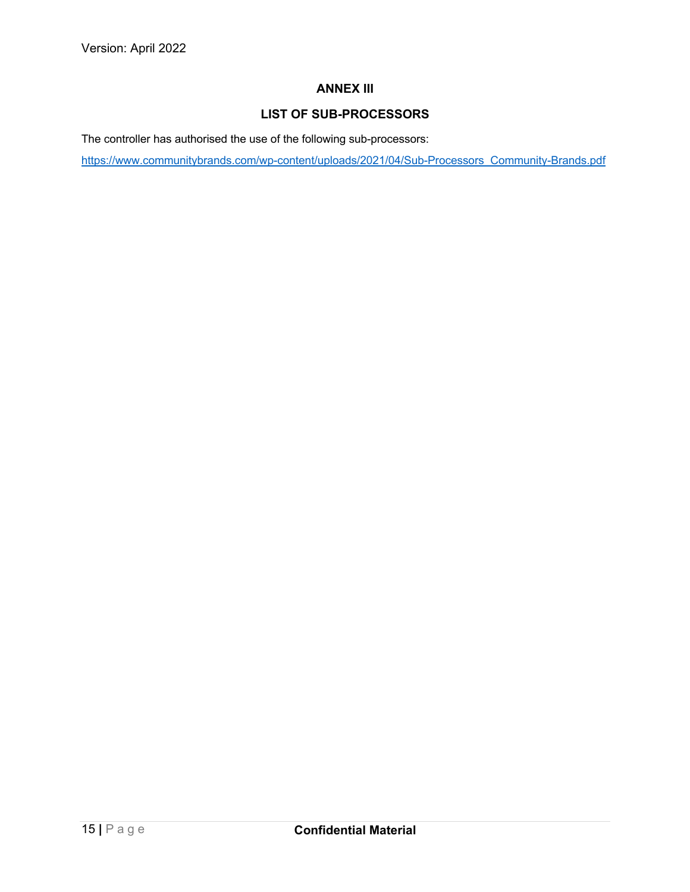## ANNEX III

## LIST OF SUB-PROCESSORS

The controller has authorised the use of the following sub-processors:

https://www.communitybrands.com/wp-content/uploads/2021/04/Sub-Processors_Community-Brands.pdf